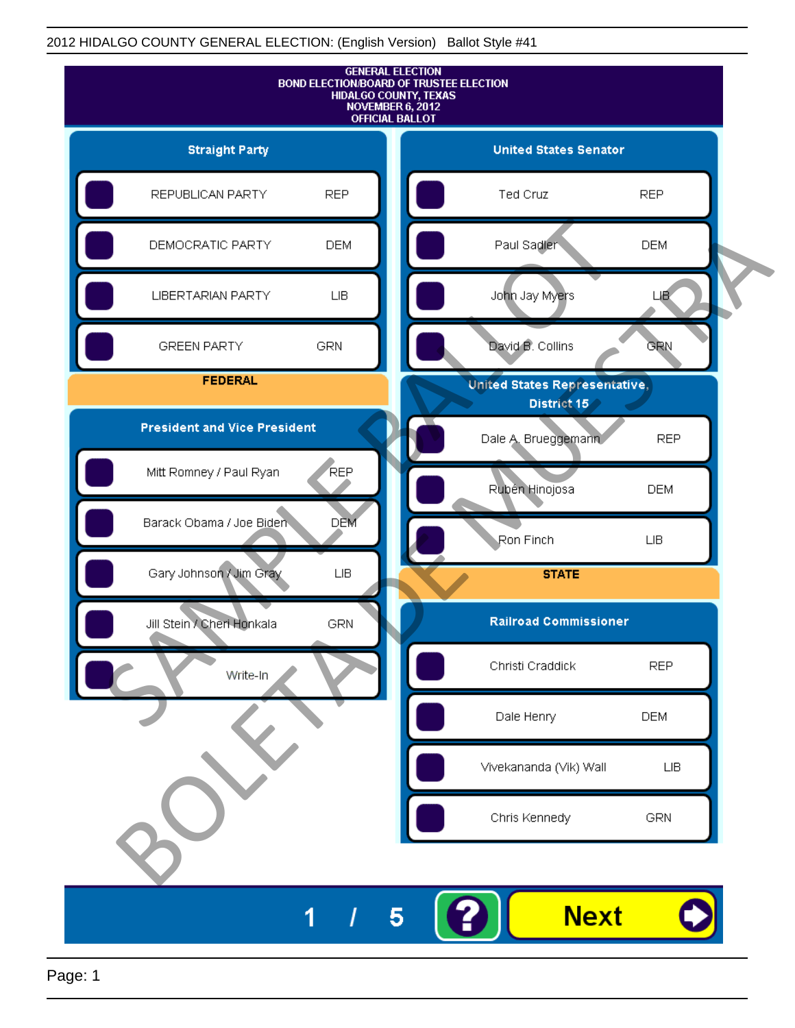2012 HIDALGO COUNTY GENERAL ELECTION: (English Version)   Ballot Style #41

GENERAL ELECTION
BOND ELECTION/BOARD OF TRUSTEE ELECTION
HIDALGO COUNTY, TEXAS
NOVEMBER 6, 2012
OFFICIAL BALLOT

## Straight Party

| Candidate | Party |
|---|---|
| REPUBLICAN PARTY | REP |
| DEMOCRATIC PARTY | DEM |
| LIBERTARIAN PARTY | LIB |
| GREEN PARTY | GRN |

## FEDERAL

### President and Vice President

| Candidate | Party |
|---|---|
| Mitt Romney / Paul Ryan | REP |
| Barack Obama / Joe Biden | DEM |
| Gary Johnson / Jim Gray | LIB |
| Jill Stein / Cheri Honkala | GRN |
| Write-In | |

### United States Senator

| Candidate | Party |
|---|---|
| Ted Cruz | REP |
| Paul Sadler | DEM |
| John Jay Myers | LIB |
| David B. Collins | GRN |

### United States Representative, District 15

| Candidate | Party |
|---|---|
| Dale A. Brueggemann | REP |
| Rubén Hinojosa | DEM |
| Ron Finch | LIB |

## STATE

### Railroad Commissioner

| Candidate | Party |
|---|---|
| Christi Craddick | REP |
| Dale Henry | DEM |
| Vivekananda (Vik) Wall | LIB |
| Chris Kennedy | GRN |

SAMPLE BALLOT
BOLETA DE MUESTRA

1 / 5

Next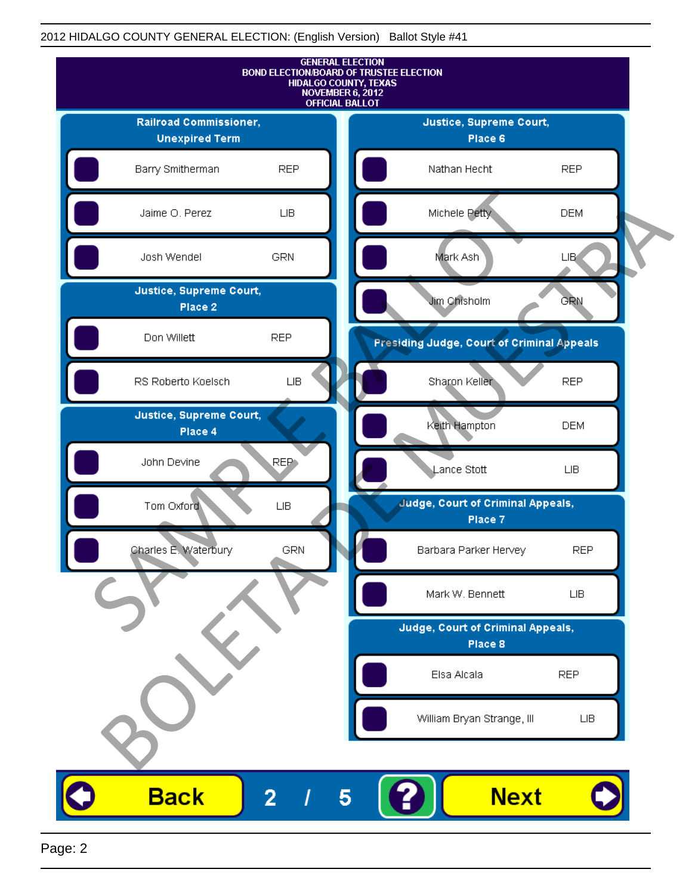2012 HIDALGO COUNTY GENERAL ELECTION: (English Version) Ballot Style #41

GENERAL ELECTION
BOND ELECTION/BOARD OF TRUSTEE ELECTION
HIDALGO COUNTY, TEXAS
NOVEMBER 6, 2012
OFFICIAL BALLOT

## Railroad Commissioner, Unexpired Term

| Candidate | Party |
| --- | --- |
| Barry Smitherman | REP |
| Jaime O. Perez | LIB |
| Josh Wendel | GRN |

## Justice, Supreme Court, Place 2

| Candidate | Party |
| --- | --- |
| Don Willett | REP |
| RS Roberto Koelsch | LIB |

## Justice, Supreme Court, Place 4

| Candidate | Party |
| --- | --- |
| John Devine | REP |
| Tom Oxford | LIB |
| Charles E. Waterbury | GRN |

## Justice, Supreme Court, Place 6

| Candidate | Party |
| --- | --- |
| Nathan Hecht | REP |
| Michele Petty | DEM |
| Mark Ash | LIB |
| Jim Chisholm | GRN |

## Presiding Judge, Court of Criminal Appeals

| Candidate | Party |
| --- | --- |
| Sharon Keller | REP |
| Keith Hampton | DEM |
| Lance Stott | LIB |

## Judge, Court of Criminal Appeals, Place 7

| Candidate | Party |
| --- | --- |
| Barbara Parker Hervey | REP |
| Mark W. Bennett | LIB |

## Judge, Court of Criminal Appeals, Place 8

| Candidate | Party |
| --- | --- |
| Elsa Alcala | REP |
| William Bryan Strange, III | LIB |

SAMPLE BALLOT
BOLETA DE MUESTRA

Back 2 / 5 ? Next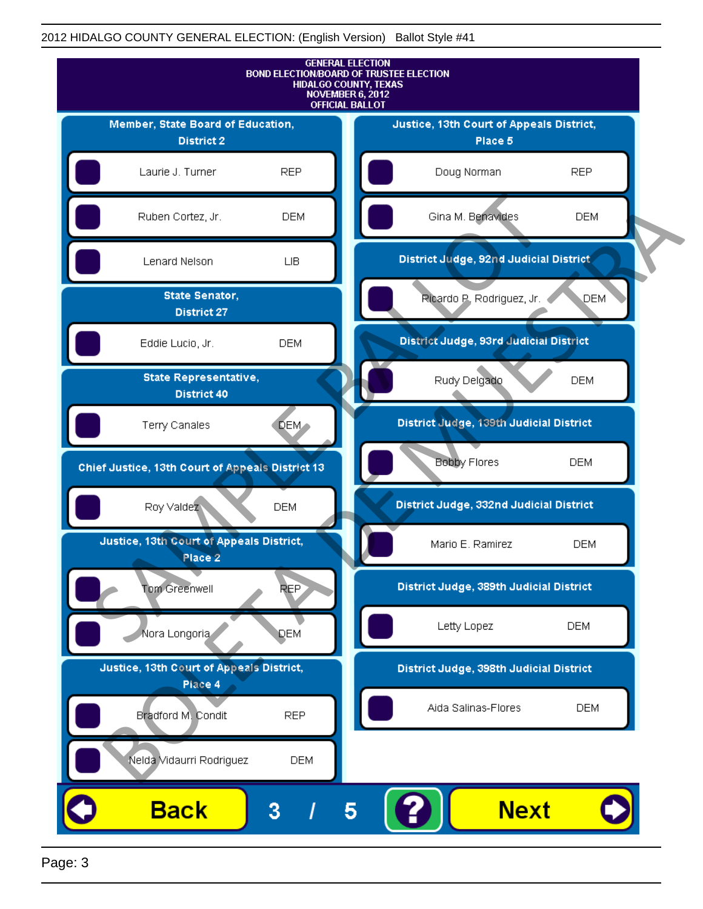2012 HIDALGO COUNTY GENERAL ELECTION: (English Version) Ballot Style #41

GENERAL ELECTION
BOND ELECTION/BOARD OF TRUSTEE ELECTION
HIDALGO COUNTY, TEXAS
NOVEMBER 6, 2012
OFFICIAL BALLOT

### Member, State Board of Education, District 2

| Candidate | Party |
|---|---|
| Laurie J. Turner | REP |
| Ruben Cortez, Jr. | DEM |
| Lenard Nelson | LIB |

### State Senator, District 27

| Candidate | Party |
|---|---|
| Eddie Lucio, Jr. | DEM |

### State Representative, District 40

| Candidate | Party |
|---|---|
| Terry Canales | DEM |

### Chief Justice, 13th Court of Appeals District 13

| Candidate | Party |
|---|---|
| Roy Valdez | DEM |

### Justice, 13th Court of Appeals District, Place 2

| Candidate | Party |
|---|---|
| Tom Greenwell | REP |
| Nora Longoria | DEM |

### Justice, 13th Court of Appeals District, Place 4

| Candidate | Party |
|---|---|
| Bradford M. Condit | REP |
| Nelda Vidaurri Rodriguez | DEM |

### Justice, 13th Court of Appeals District, Place 5

| Candidate | Party |
|---|---|
| Doug Norman | REP |
| Gina M. Benavides | DEM |

### District Judge, 92nd Judicial District

| Candidate | Party |
|---|---|
| Ricardo P. Rodriguez, Jr. | DEM |

### District Judge, 93rd Judicial District

| Candidate | Party |
|---|---|
| Rudy Delgado | DEM |

### District Judge, 139th Judicial District

| Candidate | Party |
|---|---|
| Bobby Flores | DEM |

### District Judge, 332nd Judicial District

| Candidate | Party |
|---|---|
| Mario E. Ramirez | DEM |

### District Judge, 389th Judicial District

| Candidate | Party |
|---|---|
| Letty Lopez | DEM |

### District Judge, 398th Judicial District

| Candidate | Party |
|---|---|
| Aida Salinas-Flores | DEM |

Back 3 / 5 ? Next

SAMPLE BALLOT BOLETA DE MUESTRA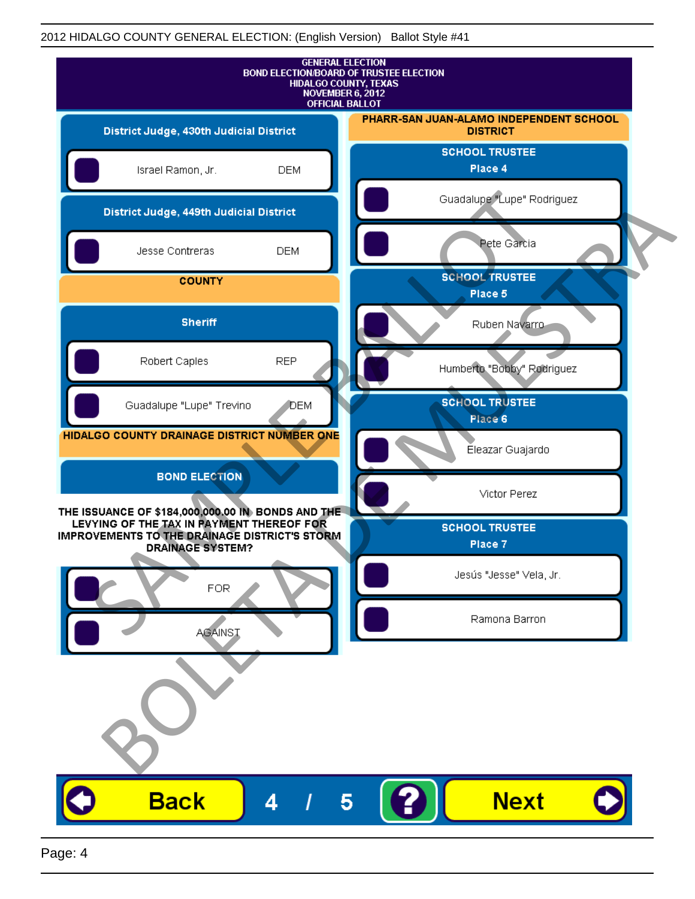2012 HIDALGO COUNTY GENERAL ELECTION: (English Version) Ballot Style #41

GENERAL ELECTION
BOND ELECTION/BOARD OF TRUSTEE ELECTION
HIDALGO COUNTY, TEXAS
NOVEMBER 6, 2012
OFFICIAL BALLOT

## District Judge, 430th Judicial District

- Israel Ramon, Jr. — DEM

## District Judge, 449th Judicial District

- Jesse Contreras — DEM

## COUNTY

### Sheriff

- Robert Caples — REP
- Guadalupe "Lupe" Trevino — DEM

## HIDALGO COUNTY DRAINAGE DISTRICT NUMBER ONE

### BOND ELECTION

THE ISSUANCE OF $184,000,000.00 IN BONDS AND THE LEVYING OF THE TAX IN PAYMENT THEREOF FOR IMPROVEMENTS TO THE DRAINAGE DISTRICT'S STORM DRAINAGE SYSTEM?

- FOR
- AGAINST

## PHARR-SAN JUAN-ALAMO INDEPENDENT SCHOOL DISTRICT

### SCHOOL TRUSTEE Place 4

- Guadalupe "Lupe" Rodriguez
- Pete Garcia

### SCHOOL TRUSTEE Place 5

- Ruben Navarro
- Humberto "Bobby" Rodriguez

### SCHOOL TRUSTEE Place 6

- Eleazar Guajardo
- Victor Perez

### SCHOOL TRUSTEE Place 7

- Jesús "Jesse" Vela, Jr.
- Ramona Barron

SAMPLE BALLOT BOLETA DE MUESTRA

Back 4 / 5 ? Next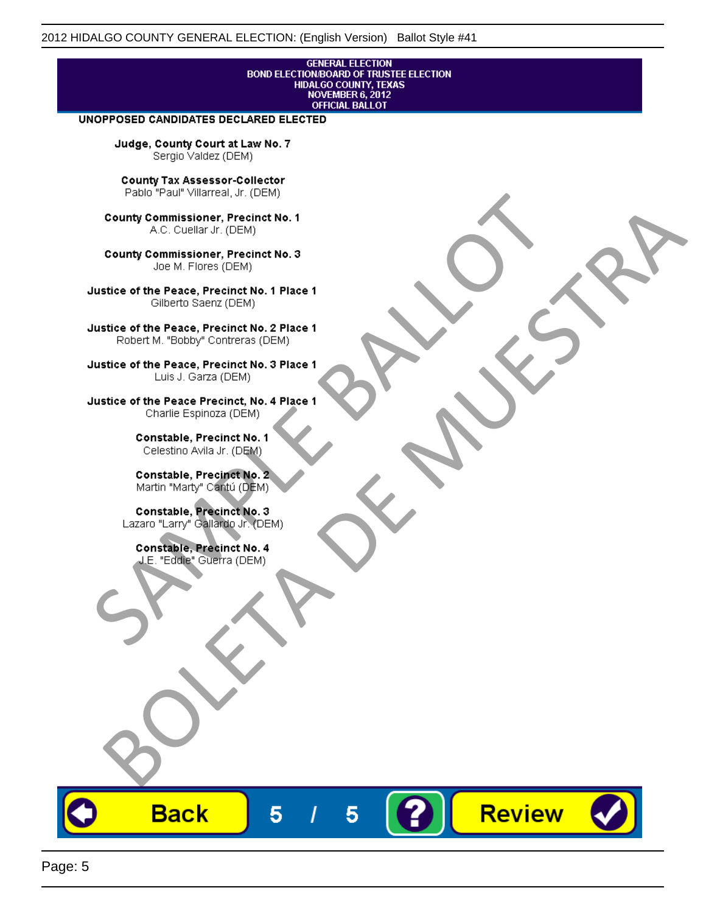GENERAL ELECTION
BOND ELECTION/BOARD OF TRUSTEE ELECTION
HIDALGO COUNTY, TEXAS
NOVEMBER 6, 2012
OFFICIAL BALLOT

**UNOPPOSED CANDIDATES DECLARED ELECTED**

**Judge, County Court at Law No. 7**
Sergio Valdez (DEM)

**County Tax Assessor-Collector**
Pablo "Paul" Villarreal, Jr. (DEM)

**County Commissioner, Precinct No. 1**
A.C. Cuellar Jr. (DEM)

**County Commissioner, Precinct No. 3**
Joe M. Flores (DEM)

**Justice of the Peace, Precinct No. 1 Place 1**
Gilberto Saenz (DEM)

**Justice of the Peace, Precinct No. 2 Place 1**
Robert M. "Bobby" Contreras (DEM)

**Justice of the Peace, Precinct No. 3 Place 1**
Luis J. Garza (DEM)

**Justice of the Peace Precinct, No. 4 Place 1**
Charlie Espinoza (DEM)

**Constable, Precinct No. 1**
Celestino Avila Jr. (DEM)

**Constable, Precinct No. 2**
Martin "Marty" Cantú (DEM)

**Constable, Precinct No. 3**
Lazaro "Larry" Gallardo Jr. (DEM)

**Constable, Precinct No. 4**
J.E. "Eddie" Guerra (DEM)

SAMPLE BALLOT
BOLETA DE MUESTRA

Back 5 / 5 ? Review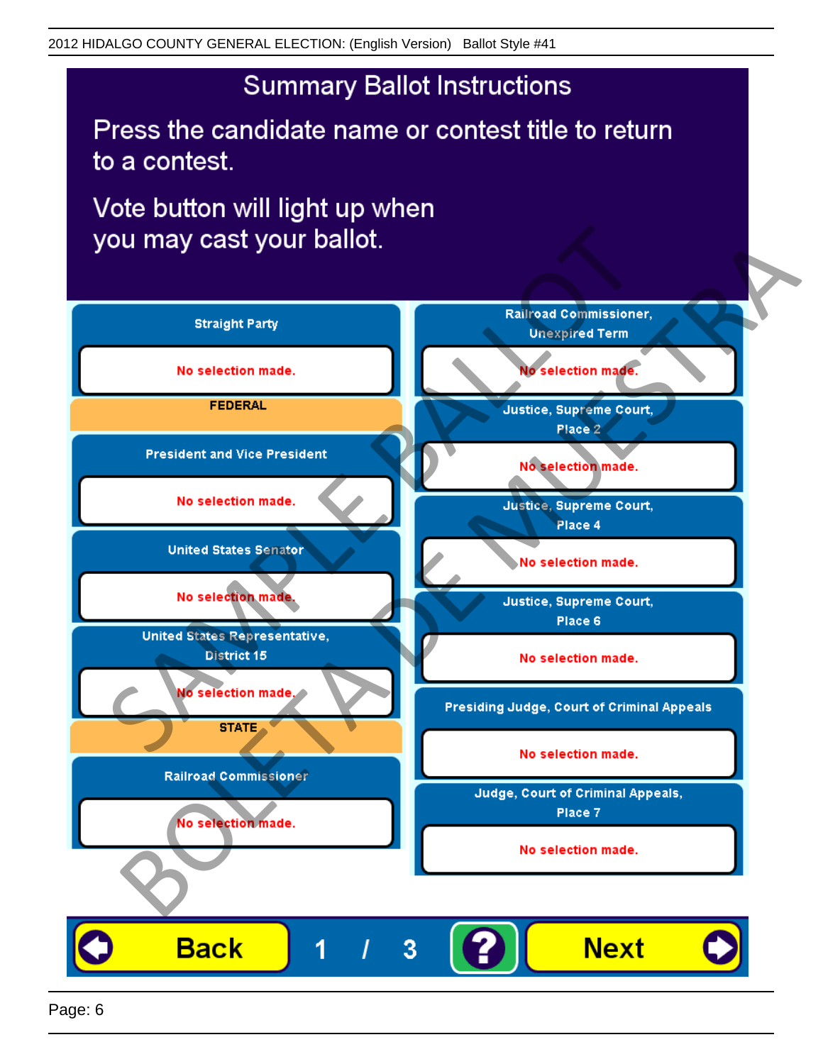2012 HIDALGO COUNTY GENERAL ELECTION: (English Version) Ballot Style #41

# Summary Ballot Instructions

Press the candidate name or contest title to return to a contest.

Vote button will light up when you may cast your ballot.

**Straight Party**

No selection made.

**FEDERAL**

**President and Vice President**

No selection made.

**United States Senator**

No selection made.

**United States Representative, District 15**

No selection made.

**STATE**

**Railroad Commissioner**

No selection made.

**Railroad Commissioner, Unexpired Term**

No selection made.

**Justice, Supreme Court, Place 2**

No selection made.

**Justice, Supreme Court, Place 4**

No selection made.

**Justice, Supreme Court, Place 6**

No selection made.

**Presiding Judge, Court of Criminal Appeals**

No selection made.

**Judge, Court of Criminal Appeals, Place 7**

No selection made.

Back 1 / 3 ? Next

SAMPLE BALLOT BOLETA DE MUESTRA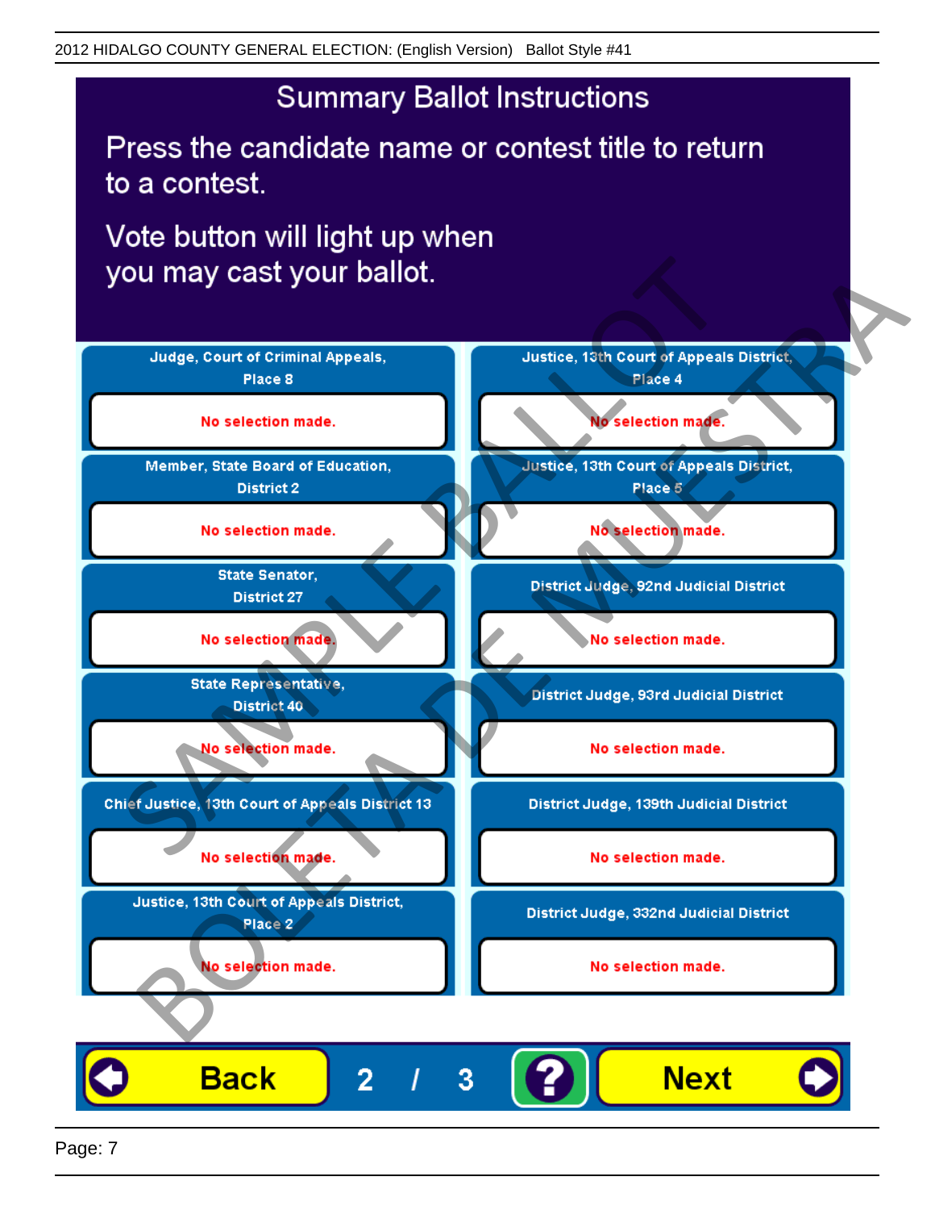## Summary Ballot Instructions

Press the candidate name or contest title to return to a contest.

Vote button will light up when you may cast your ballot.

| Contest | Selection |
| --- | --- |
| Judge, Court of Criminal Appeals, Place 8 | No selection made. |
| Member, State Board of Education, District 2 | No selection made. |
| State Senator, District 27 | No selection made. |
| State Representative, District 40 | No selection made. |
| Chief Justice, 13th Court of Appeals District 13 | No selection made. |
| Justice, 13th Court of Appeals District, Place 2 | No selection made. |
| Justice, 13th Court of Appeals District, Place 4 | No selection made. |
| Justice, 13th Court of Appeals District, Place 5 | No selection made. |
| District Judge, 92nd Judicial District | No selection made. |
| District Judge, 93rd Judicial District | No selection made. |
| District Judge, 139th Judicial District | No selection made. |
| District Judge, 332nd Judicial District | No selection made. |

Back  2 / 3  ?  Next

SAMPLE BALLOT
BOLETA DE MUESTRA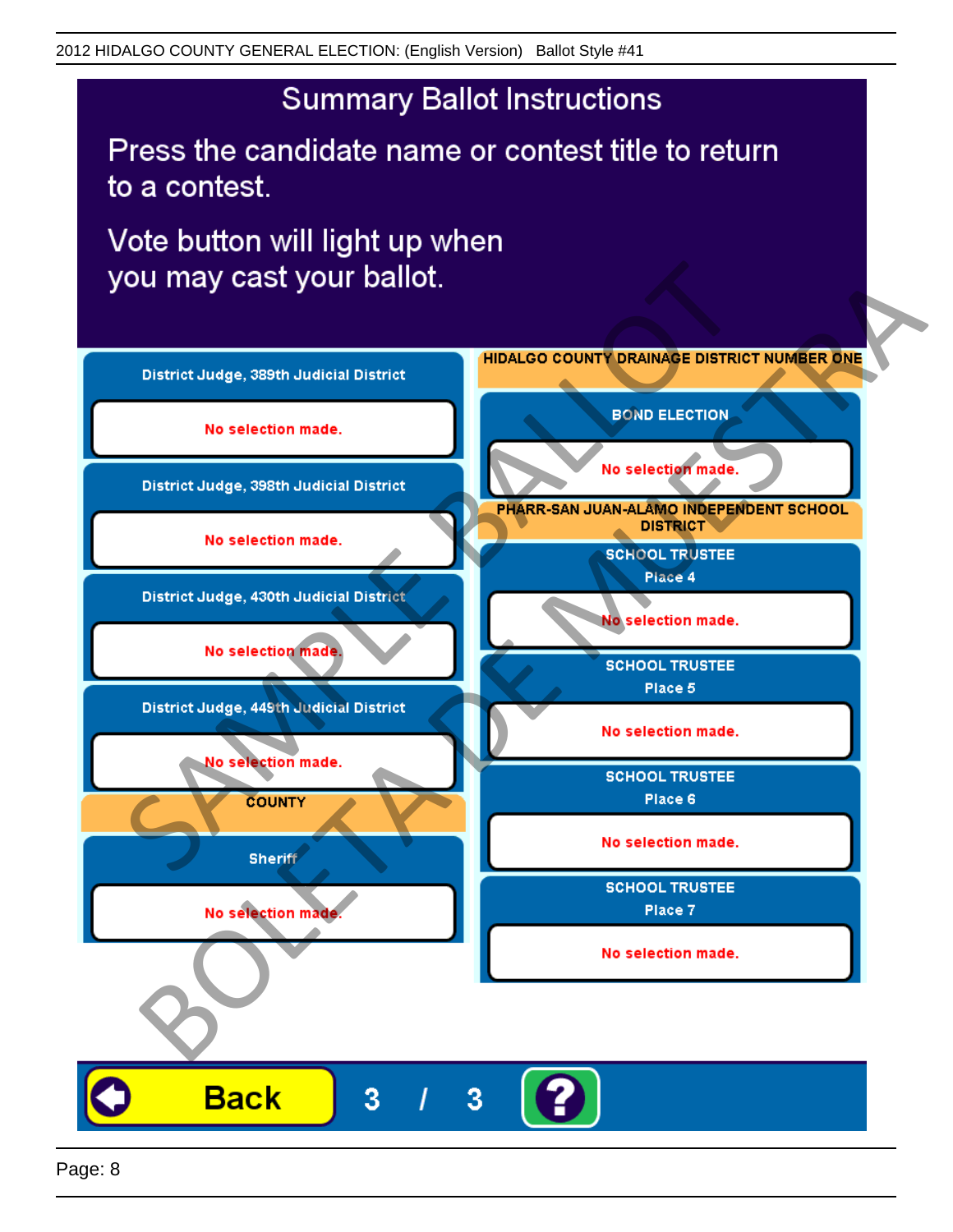# Summary Ballot Instructions

Press the candidate name or contest title to return to a contest.

Vote button will light up when you may cast your ballot.

**District Judge, 389th Judicial District**

No selection made.

**District Judge, 398th Judicial District**

No selection made.

**District Judge, 430th Judicial District**

No selection made.

**District Judge, 449th Judicial District**

No selection made.

**COUNTY**

**Sheriff**

No selection made.

**HIDALGO COUNTY DRAINAGE DISTRICT NUMBER ONE**

**BOND ELECTION**

No selection made.

**PHARR-SAN JUAN-ALAMO INDEPENDENT SCHOOL DISTRICT**

**SCHOOL TRUSTEE Place 4**

No selection made.

**SCHOOL TRUSTEE Place 5**

No selection made.

**SCHOOL TRUSTEE Place 6**

No selection made.

**SCHOOL TRUSTEE Place 7**

No selection made.

Back

3 / 3

?

SAMPLE BALLOT

BOLETA DE MUESTRA